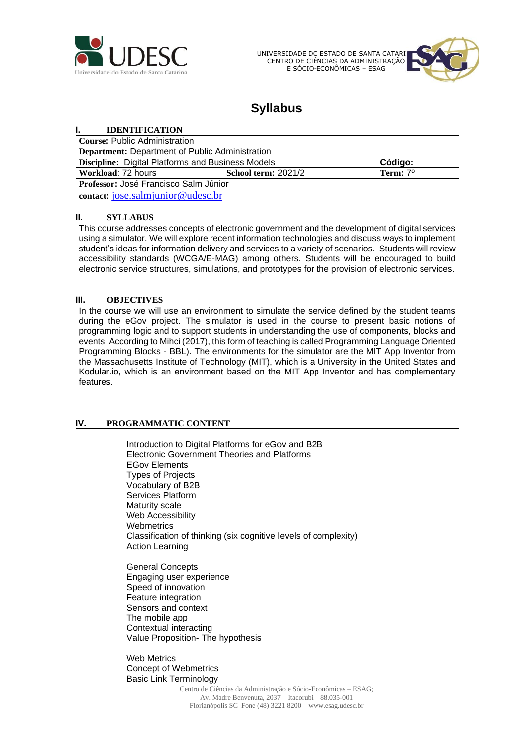UNIVERSIDADE DO ESTADO DE SANTA CATARINA
CENTRO DE CIÊNCIAS DA ADMINISTRAÇÃO
E SÓCIO-ECONÔMICAS – ESAG

# Syllabus

## I. IDENTIFICATION

| **Course:** Public Administration | | |
|---|---|---|
| **Department:** Department of Public Administration | | |
| **Discipline:** Digital Platforms and Business Models | | **Código:** |
| **Workload**: 72 hours | **School term:** 2021/2 | **Term:** 7º |
| **Professor:** José Francisco Salm Júnior | | |
| **contact:** jose.salmjunior@udesc.br | | |

## II. SYLLABUS

This course addresses concepts of electronic government and the development of digital services using a simulator. We will explore recent information technologies and discuss ways to implement student's ideas for information delivery and services to a variety of scenarios. Students will review accessibility standards (WCGA/E-MAG) among others. Students will be encouraged to build electronic service structures, simulations, and prototypes for the provision of electronic services.

## III. OBJECTIVES

In the course we will use an environment to simulate the service defined by the student teams during the eGov project. The simulator is used in the course to present basic notions of programming logic and to support students in understanding the use of components, blocks and events. According to Mihci (2017), this form of teaching is called Programming Language Oriented Programming Blocks - BBL). The environments for the simulator are the MIT App Inventor from the Massachusetts Institute of Technology (MIT), which is a University in the United States and Kodular.io, which is an environment based on the MIT App Inventor and has complementary features.

## IV. PROGRAMMATIC CONTENT

Introduction to Digital Platforms for eGov and B2B
Electronic Government Theories and Platforms
EGov Elements
Types of Projects
Vocabulary of B2B
Services Platform
Maturity scale
Web Accessibility
Webmetrics
Classification of thinking (six cognitive levels of complexity)
Action Learning

General Concepts
Engaging user experience
Speed of innovation
Feature integration
Sensors and context
The mobile app
Contextual interacting
Value Proposition- The hypothesis

Web Metrics
Concept of Webmetrics
Basic Link Terminology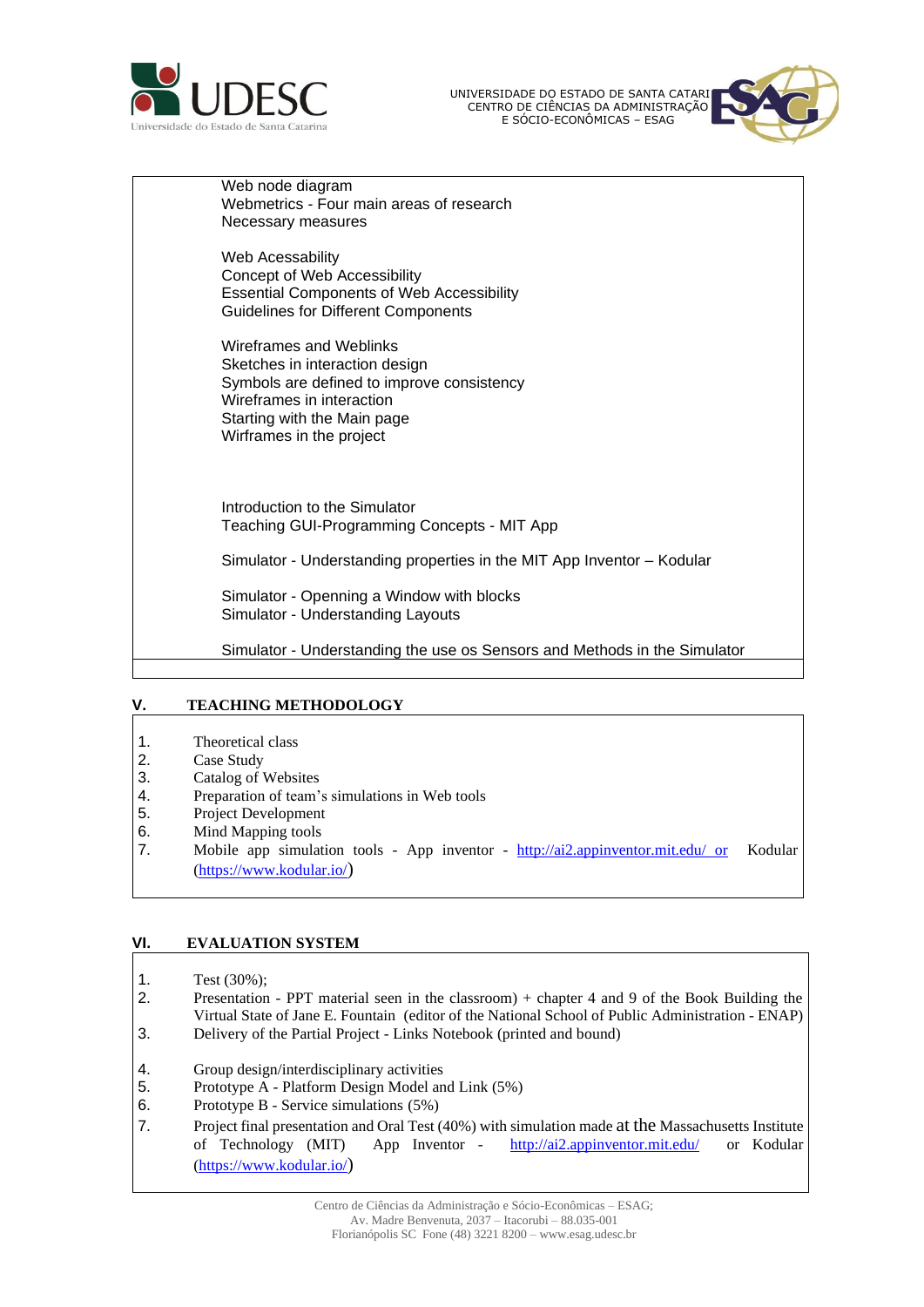Web node diagram
Webmetrics - Four main areas of research
Necessary measures

Web Acessability
Concept of Web Accessibility
Essential Components of Web Accessibility
Guidelines for Different Components

Wireframes and Weblinks
Sketches in interaction design
Symbols are defined to improve consistency
Wireframes in interaction
Starting with the Main page
Wirframes in the project

Introduction to the Simulator
Teaching GUI-Programming Concepts - MIT App

Simulator - Understanding properties in the MIT App Inventor – Kodular

Simulator - Openning a Window with blocks
Simulator - Understanding Layouts

Simulator - Understanding the use os Sensors and Methods in the Simulator

## V. TEACHING METHODOLOGY

1. Theoretical class
2. Case Study
3. Catalog of Websites
4. Preparation of team's simulations in Web tools
5. Project Development
6. Mind Mapping tools
7. Mobile app simulation tools - App inventor - http://ai2.appinventor.mit.edu/ or Kodular (https://www.kodular.io/)

## VI. EVALUATION SYSTEM

1. Test (30%);
2. Presentation - PPT material seen in the classroom) + chapter 4 and 9 of the Book Building the Virtual State of Jane E. Fountain (editor of the National School of Public Administration - ENAP)
3. Delivery of the Partial Project - Links Notebook (printed and bound)
4. Group design/interdisciplinary activities
5. Prototype A - Platform Design Model and Link (5%)
6. Prototype B - Service simulations (5%)
7. Project final presentation and Oral Test (40%) with simulation made at the Massachusetts Institute of Technology (MIT) App Inventor - http://ai2.appinventor.mit.edu/ or Kodular (https://www.kodular.io/)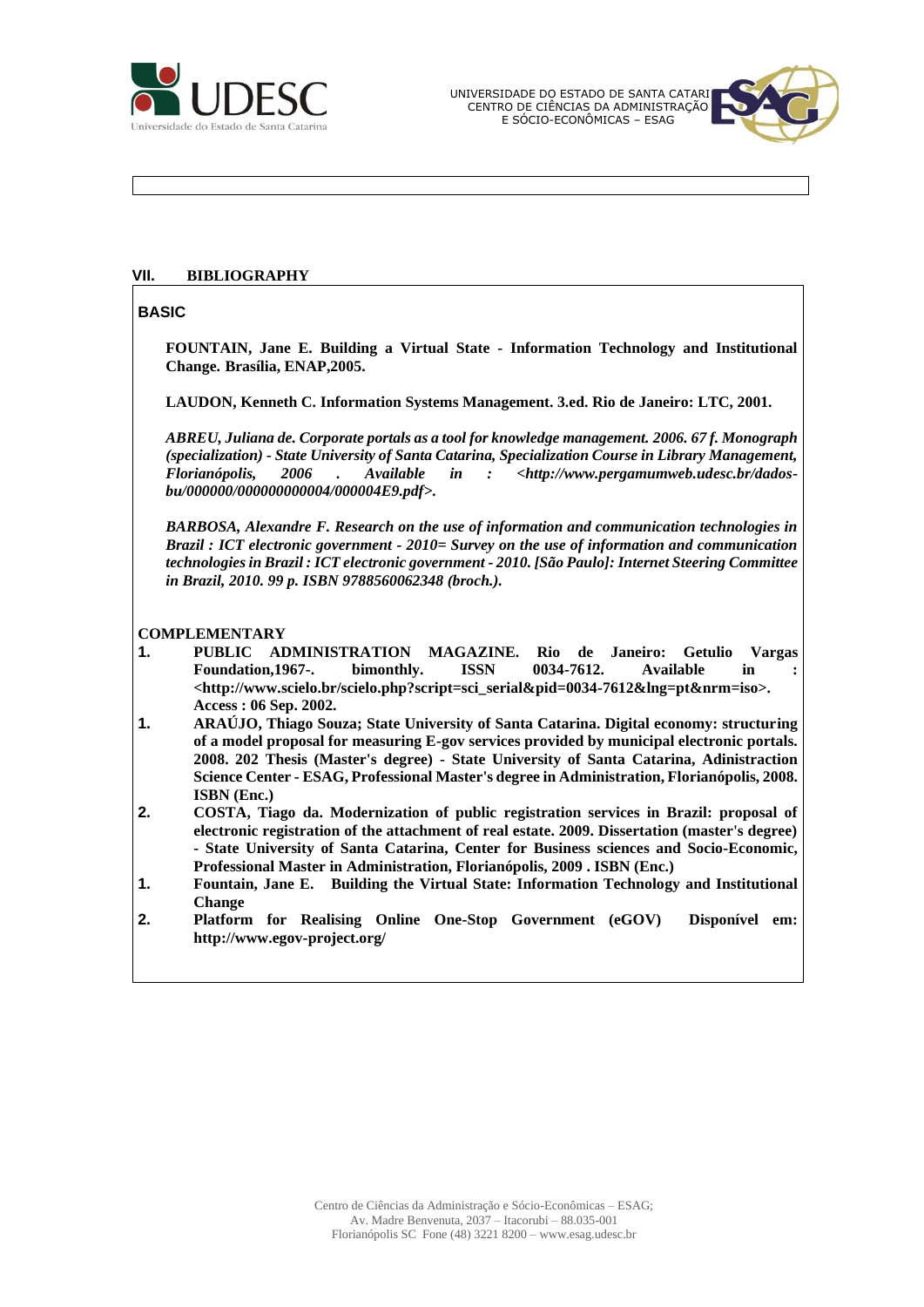## VII. BIBLIOGRAPHY

### BASIC

**FOUNTAIN, Jane E. Building a Virtual State - Information Technology and Institutional Change. Brasília, ENAP,2005.**

**LAUDON, Kenneth C. Information Systems Management. 3.ed. Rio de Janeiro: LTC, 2001.**

***ABREU, Juliana de. Corporate portals as a tool for knowledge management. 2006. 67 f. Monograph (specialization) - State University of Santa Catarina, Specialization Course in Library Management, Florianópolis, 2006 . Available in : <http://www.pergamumweb.udesc.br/dados-bu/000000/000000000004/000004E9.pdf>.***

***BARBOSA, Alexandre F. Research on the use of information and communication technologies in Brazil : ICT electronic government - 2010= Survey on the use of information and communication technologies in Brazil : ICT electronic government - 2010. [São Paulo]: Internet Steering Committee in Brazil, 2010. 99 p. ISBN 9788560062348 (broch.).***

**COMPLEMENTARY**

1. **PUBLIC ADMINISTRATION MAGAZINE. Rio de Janeiro: Getulio Vargas Foundation,1967-. bimonthly. ISSN 0034-7612. Available in : <http://www.scielo.br/scielo.php?script=sci_serial&pid=0034-7612&lng=pt&nrm=iso>. Access : 06 Sep. 2002.**
1. **ARAÚJO, Thiago Souza; State University of Santa Catarina. Digital economy: structuring of a model proposal for measuring E-gov services provided by municipal electronic portals. 2008. 202 Thesis (Master's degree) - State University of Santa Catarina, Adinistraction Science Center - ESAG, Professional Master's degree in Administration, Florianópolis, 2008. ISBN (Enc.)**
2. **COSTA, Tiago da. Modernization of public registration services in Brazil: proposal of electronic registration of the attachment of real estate. 2009. Dissertation (master's degree) - State University of Santa Catarina, Center for Business sciences and Socio-Economic, Professional Master in Administration, Florianópolis, 2009 . ISBN (Enc.)**
1. **Fountain, Jane E. Building the Virtual State: Information Technology and Institutional Change**
2. **Platform for Realising Online One-Stop Government (eGOV) Disponível em: http://www.egov-project.org/**